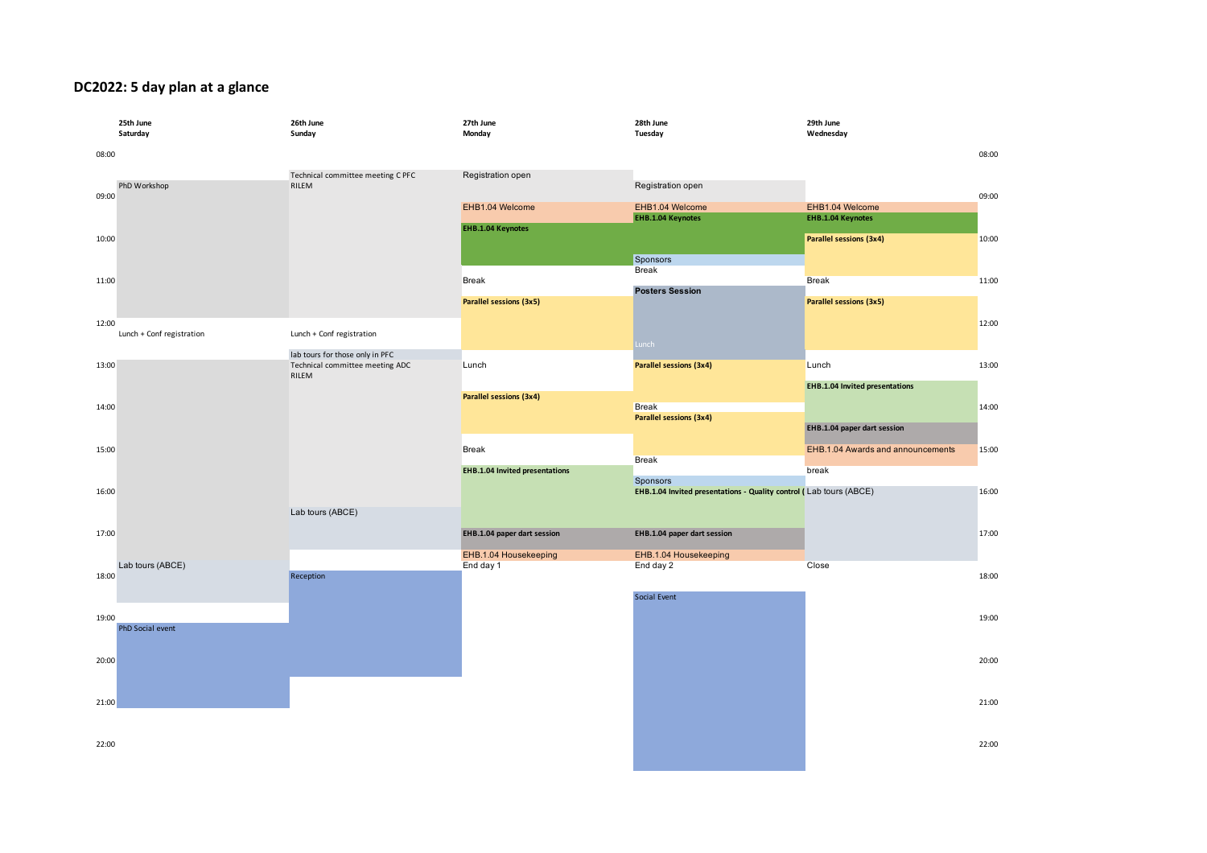# DC2022: 5 day plan at a glance

| Time | 25th June Saturday | 26th June Sunday | 27th June Monday | 28th June Tuesday | 29th June Wednesday |
|---|---|---|---|---|---|
| 08:00 | | | | | |
| 08:30 | | Technical committee meeting C PFC RILEM | Registration open | | |
| 08:45 | PhD Workshop | | | Registration open | |
| 09:15 | | | EHB1.04 Welcome | EHB1.04 Welcome | EHB1.04 Welcome |
| 09:30 | | | | EHB.1.04 Keynotes | EHB.1.04 Keynotes |
| 09:45 | | | EHB.1.04 Keynotes | | |
| 10:00 | | | | | Parallel sessions (3x4) |
| 10:30 | | | | Sponsors | |
| 10:45 | | | | Break | |
| 11:00 | | | Break | | Break |
| 11:15 | | | | Posters Session | |
| 11:30 | | | Parallel sessions (3x5) | | Parallel sessions (3x5) |
| 12:15 | Lunch + Conf registration | Lunch + Conf registration | | | |
| 12:30 | | | | Lunch | |
| 12:45 | | lab tours for those only in PFC | | | |
| 13:00 | | Technical committee meeting ADC RILEM | Lunch | Parallel sessions (3x4) | Lunch |
| 13:30 | | | | | EHB.1.04 Invited presentations |
| 13:45 | | | Parallel sessions (3x4) | | |
| 14:00 | | | | Break | |
| 14:15 | | | | Parallel sessions (3x4) | |
| 14:30 | | | | | EHB.1.04 paper dart session |
| 15:00 | | | Break | | EHB.1.04 Awards and announcements |
| 15:15 | | | | Break | |
| 15:30 | | | EHB.1.04 Invited presentations | | break |
| 15:45 | | | | Sponsors | |
| 16:00 | | | | EHB.1.04 Invited presentations - Quality control ( | Lab tours (ABCE) |
| 16:30 | | Lab tours (ABCE) | | | |
| 17:00 | | | EHB.1.04 paper dart session | EHB.1.04 paper dart session | |
| 17:30 | | | EHB.1.04 Housekeeping | EHB.1.04 Housekeeping | |
| 17:45 | Lab tours (ABCE) | | End day 1 | End day 2 | Close |
| 18:00 | | Reception | | | |
| 18:30 | | | | Social Event | |
| 19:15 | PhD Social event | | | | |
| 20:00 | | | | | |
| 21:00 | | | | | |
| 22:00 | | | | | |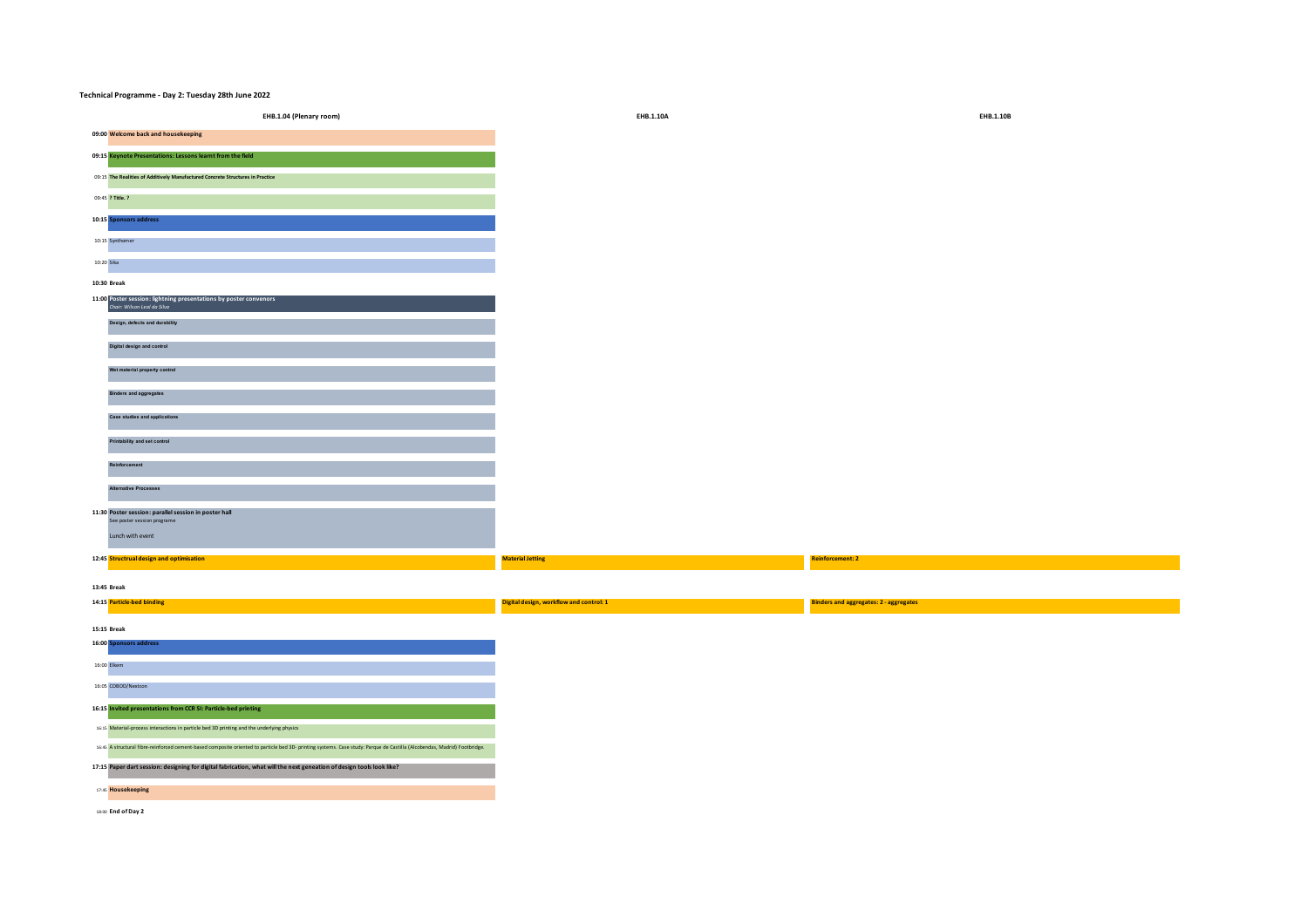**Technical Programme - Day 2: Tuesday 28th June 2022**

| Time | EHB.1.04 (Plenary room) | EHB.1.10A | EHB.1.10B |
|---|---|---|---|
| **09:00** | **Welcome back and housekeeping** | | |
| **09:15** | **Keynote Presentations: Lessons learnt from the field** | | |
| 09:15 | **The Realities of Additively Manufactured Concrete Structures in Practice** | | |
| 09:45 | **? Title. ?** | | |
| **10:15** | **Sponsors address** | | |
| 10:15 | Synthomer | | |
| 10:20 | Sika | | |
| **10:30** | **Break** | | |
| **11:00** | **Poster session: lightning presentations by poster convenors** *Chair: Wilson Leal da Silva* | | |
| | **Design, defects and durability** | | |
| | **Digital design and control** | | |
| | **Wet material property control** | | |
| | **Binders and aggregates** | | |
| | **Case studies and applications** | | |
| | **Printability and set control** | | |
| | **Reinforcement** | | |
| | **Alternative Processes** | | |
| **11:30** | **Poster session: parallel session in poster hall** See poster session programme Lunch with event | | |
| **12:45** | **Structrual design and optimisation** | **Material Jetting** | **Reinforcement: 2** |
| **13:45** | **Break** | | |
| **14:15** | **Particle-bed binding** | **Digital design, workflow and control: 1** | **Binders and aggregates: 2 - aggregates** |
| **15:15** | **Break** | | |
| **16:00** | **Sponsors address** | | |
| 16:00 | Elkem | | |
| 16:05 | COBOD/Nextcon | | |
| **16:15** | **Invited presentations from CCR SI: Particle-bed printing** | | |
| 16:15 | Material-process interactions in particle bed 3D printing and the underlying physics | | |
| 16:45 | A structural fibre-reinforced cement-based composite oriented to particle bed 3D- printing systems. Case study: Parque de Castilla (Alcobendas, Madrid) Footbridge. | | |
| **17:15** | **Paper dart session: designing for digital fabrication, what will the next geneation of design tools look like?** | | |
| 17:45 | **Housekeeping** | | |
| 18:00 | **End of Day 2** | | |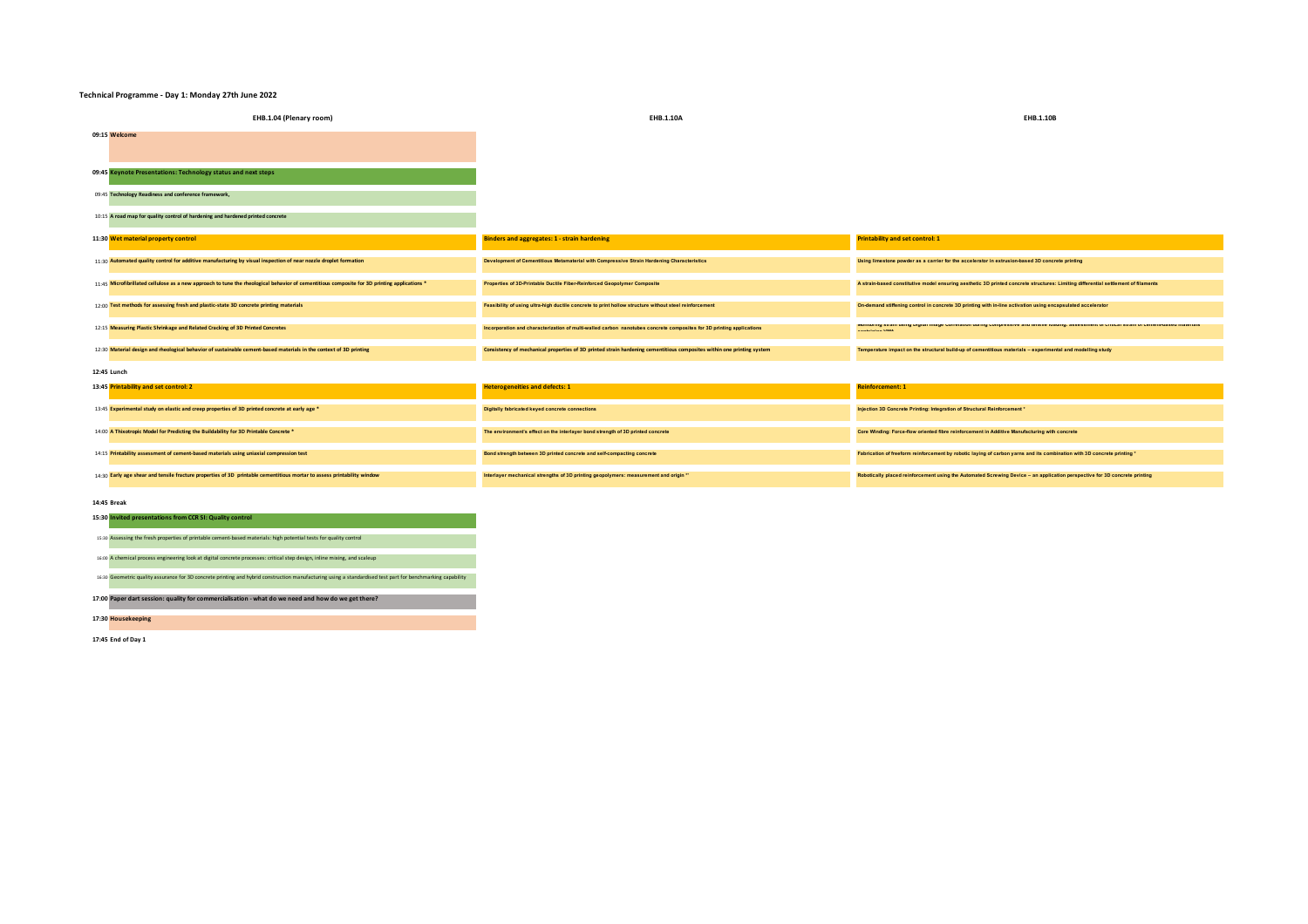# Technical Programme - Day 1: Monday 27th June 2022

| Time | EHB.1.04 (Plenary room) | EHB.1.10A | EHB.1.10B |
|---|---|---|---|
| **09:15** | **Welcome** | | |
| **09:45** | **Keynote Presentations: Technology status and next steps** | | |
| 09:45 | Technology Readiness and conference framework, | | |
| 10:15 | A road map for quality control of hardening and hardened printed concrete | | |
| **11:30** | **Wet material property control** | **Binders and aggregates: 1 - strain hardening** | **Printability and set control: 1** |
| 11:30 | Automated quality control for additive manufacturing by visual inspection of near nozzle droplet formation | Development of Cementitious Metamaterial with Compressive Strain Hardening Characteristics | Using limestone powder as a carrier for the accelerator in extrusion-based 3D concrete printing |
| 11:45 | Microfibrillated cellulose as a new approach to tune the rheological behavior of cementitious composite for 3D printing applications * | Properties of 3D-Printable Ductile Fiber-Reinforced Geopolymer Composite | A strain-based constitutive model ensuring aesthetic 3D printed concrete structures: Limiting differential settlement of filaments |
| 12:00 | Test methods for assessing fresh and plastic-state 3D concrete printing materials | Feasibility of using ultra-high ductile concrete to print hollow structure without steel reinforcement | On-demand stiffening control in concrete 3D printing with in-line activation using encapsulated accelerator |
| 12:15 | Measuring Plastic Shrinkage and Related Cracking of 3D Printed Concretes | Incorporation and characterization of multi-walled carbon nanotubes concrete composites for 3D printing applications | Monitoring strain using Digital Image Correlation during compressive and tensile loading: assessment of critical strain of cement-based materials containing VMA |
| 12:30 | Material design and rheological behavior of sustainable cement-based materials in the context of 3D printing | Consistency of mechanical properties of 3D printed strain hardening cementitious composites within one printing system | Temperature impact on the structural build-up of cementitious materials – experimental and modelling study |
| **12:45** | **Lunch** | | |
| **13:45** | **Printability and set control: 2** | **Heterogeneities and defects: 1** | **Reinforcement: 1** |
| 13:45 | Experimental study on elastic and creep properties of 3D printed concrete at early age * | Digitally fabricated keyed concrete connections | Injection 3D Concrete Printing: Integration of Structural Reinforcement * |
| 14:00 | A Thixotropic Model for Predicting the Buildability for 3D Printable Concrete * | The environment's effect on the interlayer bond strength of 3D printed concrete | Core Winding: Force-flow oriented fibre reinforcement in Additive Manufacturing with concrete |
| 14:15 | Printability assessment of cement-based materials using uniaxial compression test | Bond strength between 3D printed concrete and self-compacting concrete | Fabrication of freeform reinforcement by robotic laying of carbon yarns and its combination with 3D concrete printing * |
| 14:30 | Early age shear and tensile fracture properties of 3D printable cementitious mortar to assess printability window | Interlayer mechanical strengths of 3D printing geopolymers: measurement and origin ** | Robotically placed reinforcement using the Automated Screwing Device – an application perspective for 3D concrete printing |
| **14:45** | **Break** | | |
| **15:30** | **Invited presentations from CCR SI: Quality control** | | |
| 15:30 | Assessing the fresh properties of printable cement-based materials: high potential tests for quality control | | |
| 16:00 | A chemical process engineering look at digital concrete processes: critical step design, inline mixing, and scaleup | | |
| 16:30 | Geometric quality assurance for 3D concrete printing and hybrid construction manufacturing using a standardised test part for benchmarking capability | | |
| **17:00** | **Paper dart session: quality for commercialisation - what do we need and how do we get there?** | | |
| **17:30** | **Housekeeping** | | |
| **17:45** | **End of Day 1** | | |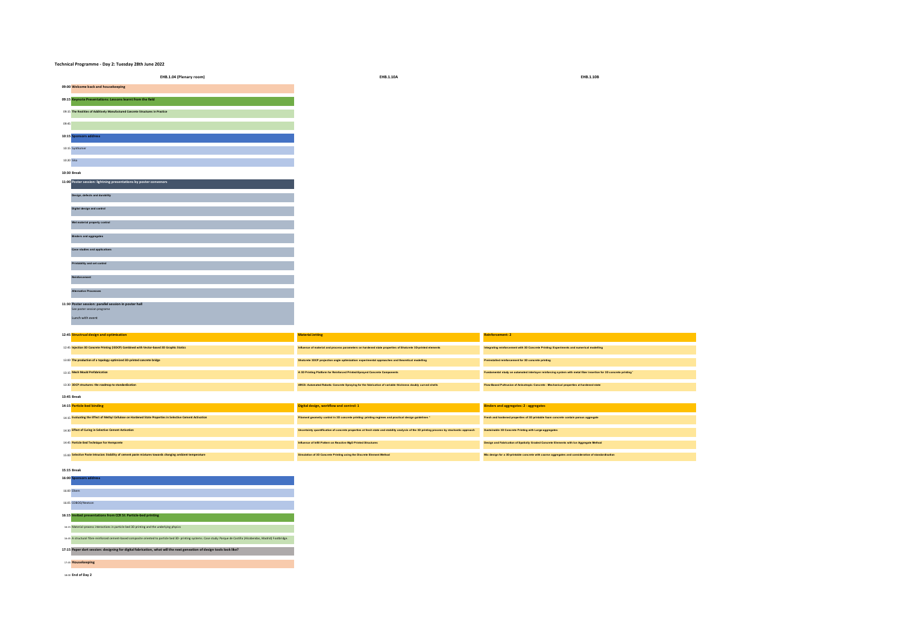# Technical Programme - Day 2: Tuesday 28th June 2022

| | EHB.1.04 (Plenary room) | EHB.1.10A | EHB.1.10B |
|---|---|---|---|
| 09:00 | **Welcome back and housekeeping** | | |
| 09:15 | **Keynote Presentations: Lessons learnt from the field** | | |
| 09:15 | The Realities of Additively Manufactured Concrete Structures in Practice | | |
| 09:45 | | | |
| 10:15 | **Sponsors address** | | |
| 10:15 | Synthomer | | |
| 10:20 | Sika | | |
| 10:30 | **Break** | | |
| 11:00 | **Poster session: lightning presentations by poster convenors** | | |
| | Design, defects and durability | | |
| | Digital design and control | | |
| | Wet material property control | | |
| | Binders and aggregates | | |
| | Case studies and applications | | |
| | Printability and set control | | |
| | Reinforcement | | |
| | Alternative Processes | | |
| 11:30 | **Poster session: parallel session in poster hall** See poster session programme Lunch with event | | |
| 12:45 | **Structural design and optimisation** | **Material Jetting** | **Reinforcement: 2** |
| 12:45 | Injection 3D Concrete Printing (I3DCP) Combined with Vector-based 3D Graphic Statics | Influence of material and process parameters on hardened state properties of Shotcrete 3D-printed elements | Integrating reinforcement with 3D Concrete Printing: Experiments and numerical modelling |
| 13:00 | The production of a topology-optimized 3D-printed concrete bridge | Shotcrete 3DCP projection angle optimization: experimental approaches and theoretical modelling | Pretensioned reinforcement for 3D concrete printing |
| 13:15 | Mesh Mould Prefabrication | A 3D Printing Platform for Reinforced Printed-Sprayed Concrete Components | Fundamental study on automated interlayer reinforcing system with metal fiber insertion for 3D concrete printing * |
| 13:30 | 3DCP structures: the roadmap to standardization | ARCS: Automated Robotic Concrete Spraying for the fabrication of variable thickness doubly curved shells | Flow-Based Pultrusion of Anisotropic Concrete - Mechanical properties at hardened state |
| 13:45 | **Break** | | |
| 14:15 | **Particle-bed binding** | **Digital design, workflow and control: 1** | **Binders and aggregates: 2 - aggregates** |
| 14:15 | Evaluating the Effect of Methyl Cellulose on Hardened State Properties in Selective Cement Activation | Filament geometry control in 3D concrete printing: printing regimes and practical design guidelines * | Fresh and hardened properties of 3D printable foam concrete contain porous aggregate |
| 14:30 | Effect of Curing in Selective Cement Activation | Uncertainty quantification of concrete properties at fresh state and stability analysis of the 3D printing process by stochastic approach | Sustainable 3D Concrete Printing with Large-aggregates |
| 14:45 | Particle Bed Technique For Hempcrete | Influence of Infill Pattern on Reactive MgO Printed Structures | Design and Fabrication of Spatially Graded Concrete Elements with Ice Aggregate Method |
| 15:00 | Selective Paste Intrusion: Stability of cement paste mixtures towards changing ambient temperature | Simulation of 3D Concrete Printing using the Discrete Element Method | Mix design for a 3D-printable concrete with coarse aggregates and consideration of standardisation |
| 15:15 | **Break** | | |
| 16:00 | **Sponsors address** | | |
| 16:00 | Elkem | | |
| 16:05 | COBOD/Nextcon | | |
| 16:15 | **Invited presentations from CCR 5I: Particle-bed printing** | | |
| 16:15 | Material-process interactions in particle bed 3D printing and the underlying physics | | |
| 16:45 | A structural fibre-reinforced cement-based composite oriented to particle bed 3D- printing systems. Case study: Parque de Castilla (Alcobendas, Madrid) Footbridge. | | |
| 17:15 | **Paper dart session: designing for digital fabrication, what will the next generation of design tools look like?** | | |
| 17:45 | **Housekeeping** | | |
| 18:00 | **End of Day 2** | | |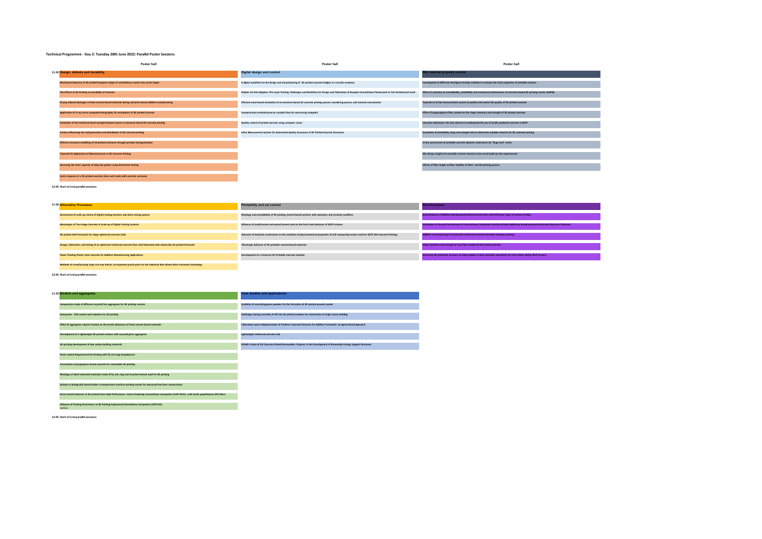# Technical Programme - Day 2: Tuesday 28th June 2022: Parallel Poster Sessions

| | Poster hall | Poster hall | Poster hall |
|---|---|---|---|
| 11:30 | **Design, defects and durability** | **Digital design and control** | **Wet material property control** |
| | Mechanical behavior of 3D printed hourglass shape of cementitious mortar into carrier liquid | A digital workflow for the design and manufacturing of 3D printed concrete bridges in a circular economy | Investigation of different rheological testing methods to evaluate the fresh properties of printable mortars |
| | The Effects of 3D Printing on Durability of Concrete | Robotic On-Site Adaptive Thin Layer Printing: Challenges and Workflow for Design and Fabrication of Bespoke Cementitious Plasterwork at Full Architectural Scale | Effect of nanoclay on extrudability, printability and mechanical performance of extrusion-based 3D printing mortar (3DPM) |
| | Drying-induced damages in fresh cement-based materials during extrusion-based additive manufacturing | Efficient voxel-based simulation of an extrusion-based 3D concrete printing process considering process and material uncertainties | Towards an in-line measurement system to predict and control the quality of 3D printed concrete |
| | Application of X-ray micro-computed tomography for evaluations of 3D printed concrete | Compensation method based on variable flow for intersecting toolpaths | Effect of polypropylene fiber content on the shape retention and strength of 3D printed concrete |
| | Evaluation of the interfacial bond strength between layers in extrusion-based 3D concrete printing | Quality control of printed concrete using computer vision | Concrete admixtures: the key element to widespread the use of locally produced concrete in 3DCP |
| | Factors influencing the void generation and distribution in 3D concrete printing | Inline Measurement System for Automated Quality Assurance of 3D Printed Concrete Structures | Evaluation of printability using cone plunger test to determine suitable material for 3D concrete printing |
| | Efficient structural modelling of 3d-printed structures through periodic homogenization | | In-line assessment of printable concrete dynamic yield stress by "Slugs-test" series |
| | Towards the Application of Mesostructures in 3D Concrete Printing | | Mix design insights for printable mortars based on structural build-up rate requirements |
| | Assessing the shear capacity of 3dcp box girders using destructive testing | | Effects of fiber length on fiber stability of SHCC and 3D printing process |
| | Cyclic response of a 3D printed concrete shear wall made with concrete extrusion | | |
| 12:45 | Start of oral parallel sessions | | |

| | | | |
|---|---|---|---|
| 11:30 | **Alternative Processes** | **Printability and set control** | **Reinforcement** |
| | Assessment of scale up criteria of Digital Casting Systems and inline mixing process | Rheology and extrudability of 3D printing cement-based systems with nanoclays and viscosity modifiers | Bond Behavior of Additive Manufactured Reinforcement Bars with Different Types of Surface Profiles |
| | Advantages of Two-Stage-Concrete in Scale-up of Digital Casting Systems | Influence of sand/cement and water/cement ratio on the fresh state behavior of 3DCP mixture | Evaluation of Flexural Performance of Cementitious Composites Reinforced with Additively Manufactured Architected Polymeric Elements |
| | 3D printed shell formwork for shape optimized concrete slabs | Outcome of shotcrete accelerators on the evolution of physicochemical properties of self-compacting mortar used for 3DCP (3D Concrete Printing) | Additive manufacturing of structurally reinforced concrete elements through spraying |
| | Design, fabrication, and testing of an optimised reinforced concrete floor slab fabricated with robotically 3D printed formwork | Thixotropic behavior of 3D printable cement-based materials | Shape retention and strength of steel fiber reinforced 3D printed concrete |
| | Power Floating Plastic-state Concrete for Additive Manufacturing Applications | Development of a Universal 3D Printable Concrete Solution | Assessing the positional accuracy of robot grippers in pick and place operations for steel rebars during 3DCP process |
| | Methods of manufacturing large-size wax blocks: an important puzzle piece for the industrial Non-Waste-Wax-Formwork technology | | |
| 12:45 | Start of oral parallel sessions | | |

| | | |
|---|---|---|
| 11:30 | **Binders and aggregates** | **Case studies and applications** |
| | Comparative study of different recycled fine aggregates for 3D printing mortars | Usability of recycled gypsum powders for the formation of 3D-printed acoustic panels |
| | Hempcrete - CO2 neutral wall solutions for 3D printing | Challenges during assembly of off-site 3D printed modules for construction of single storey building |
| | Effect of aggregates volume fraction on the tensile behaviour of fresh cement-based materials | Fabrication aware Modularization of Freeform Concrete Elements for Additive Formwork: An Agent-based Approach |
| | Development of a lightweight 3D printed mixture with recycled glass aggregates | Lightweight reinforced concrete slab |
| | 3D-printing development of low carbon building materials | RCAM's Vision of 3D Concrete Printed Renewables: Progress in the Development of Renewable Energy Support Structures |
| | Paste content Requirement for Printing with fly ash-slag Geopolymers | |
| | Formulation of geopolymer based concrete for sustainable 3D printing | |
| | Rheology of alkali-activated materials made of fly ash, slag and recycled mineral wool for 3D printing | |
| | Gelatin as biologically-based binder in temperature-sensitive printing mortar for advanced free form constructions | |
| | Direct tensile behavior of 3D printed Ultra-High Performance Strain Hardening Cementitious Composites (UHP-SHCC) with 2vol% polyethylene (PE) fibers | |
| | Influence of Printing Parameters on 3D Printing Engineered Cementitious Composites (3DP-ECC) *Authors* | |
| 12:45 | Start of oral parallel sessions | |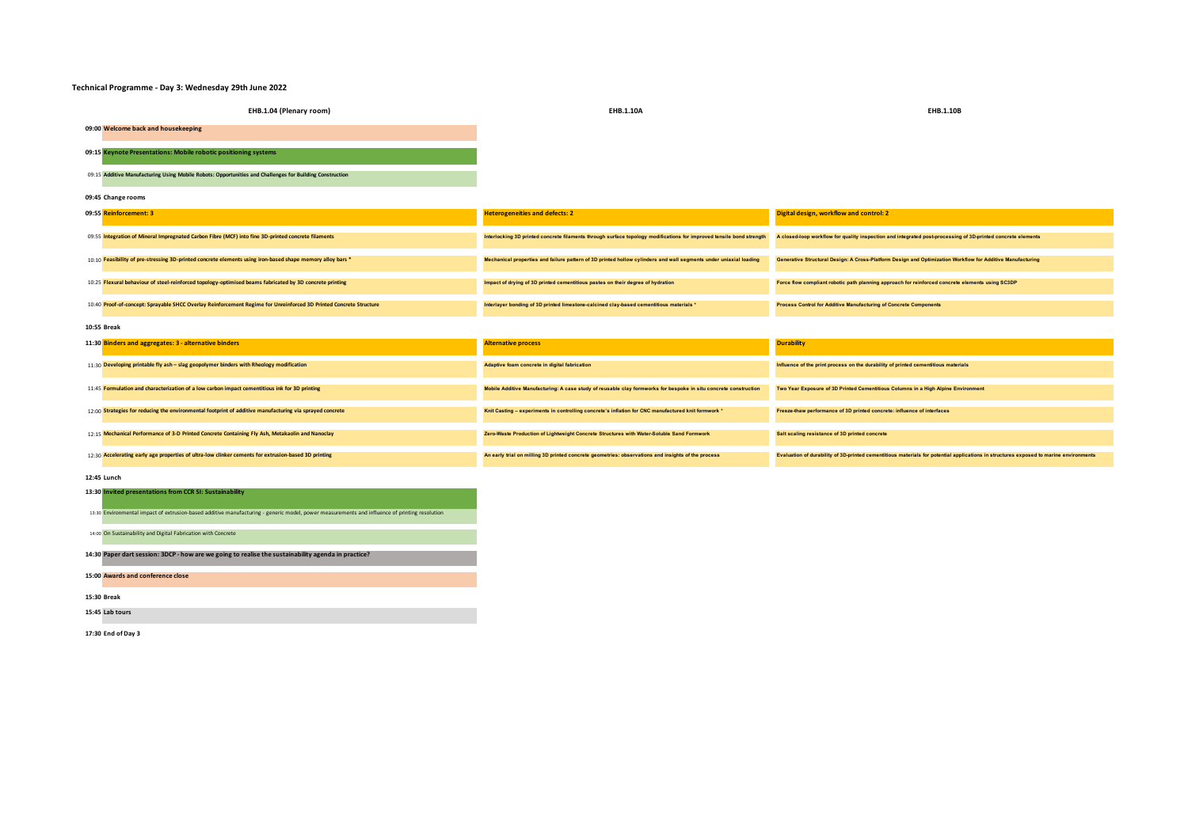**Technical Programme - Day 3: Wednesday 29th June 2022**

| EHB.1.04 (Plenary room) | EHB.1.10A | EHB.1.10B |
|---|---|---|
| 09:00 **Welcome back and housekeeping** | | |
| 09:15 **Keynote Presentations: Mobile robotic positioning systems** | | |
| 09:15 Additive Manufacturing Using Mobile Robots: Opportunities and Challenges for Building Construction | | |
| 09:45 **Change rooms** | | |
| 09:55 **Reinforcement: 3** | **Heterogeneities and defects: 2** | **Digital design, workflow and control: 2** |
| 09:55 Integration of Mineral Impregnated Carbon Fibre (MCF) into fine 3D-printed concrete filaments | Interlocking 3D printed concrete filaments through surface topology modifications for improved tensile bond strength | A closed-loop workflow for quality inspection and integrated post-processing of 3D-printed concrete elements |
| 10:10 Feasibility of pre-stressing 3D-printed concrete elements using iron-based shape memory alloy bars * | Mechanical properties and failure pattern of 3D printed hollow cylinders and wall segments under uniaxial loading | Generative Structural Design: A Cross-Platform Design and Optimization Workflow for Additive Manufacturing |
| 10:25 Flexural behaviour of steel-reinforced topology-optimised beams fabricated by 3D concrete printing | Impact of drying of 3D printed cementitious pastes on their degree of hydration | Force flow compliant robotic path planning approach for reinforced concrete elements using SC3DP |
| 10:40 Proof-of-concept: Sprayable SHCC Overlay Reinforcement Regime for Unreinforced 3D Printed Concrete Structure | Interlayer bonding of 3D printed limestone-calcined clay-based cementitious materials * | Process Control for Additive Manufacturing of Concrete Components |
| 10:55 **Break** | | |
| 11:30 **Binders and aggregates: 3 - alternative binders** | **Alternative process** | **Durability** |
| 11:30 Developing printable fly ash – slag geopolymer binders with Rheology modification | Adaptive foam concrete in digital fabrication | Influence of the print process on the durability of printed cementitious materials |
| 11:45 Formulation and characterization of a low carbon impact cementitious ink for 3D printing | Mobile Additive Manufacturing: A case study of reusable clay formworks for bespoke in situ concrete construction | Two Year Exposure of 3D Printed Cementitious Columns in a High Alpine Environment |
| 12:00 Strategies for reducing the environmental footprint of additive manufacturing via sprayed concrete | Knit Casting – experiments in controlling concrete's inflation for CNC manufactured knit formwork * | Freeze-thaw performance of 3D printed concrete: influence of interfaces |
| 12:15 Mechanical Performance of 3-D Printed Concrete Containing Fly Ash, Metakaolin and Nanoclay | Zero-Waste Production of Lightweight Concrete Structures with Water-Soluble Sand Formwork | Salt scaling resistance of 3D printed concrete |
| 12:30 Accelerating early age properties of ultra-low clinker cements for extrusion-based 3D printing | An early trial on milling 3D printed concrete geometries: observations and insights of the process | Evaluation of durability of 3D-printed cementitious materials for potential applications in structures exposed to marine environments |
| 12:45 **Lunch** | | |
| 13:30 **Invited presentations from CCR SI: Sustainability** | | |
| 13:30 Environmental impact of extrusion-based additive manufacturing - generic model, power measurements and influence of printing resolution | | |
| 14:00 On Sustainability and Digital Fabrication with Concrete | | |
| 14:30 **Paper dart session: 3DCP - how are we going to realise the sustainability agenda in practice?** | | |
| 15:00 **Awards and conference close** | | |
| 15:30 **Break** | | |
| 15:45 **Lab tours** | | |
| 17:30 **End of Day 3** | | |